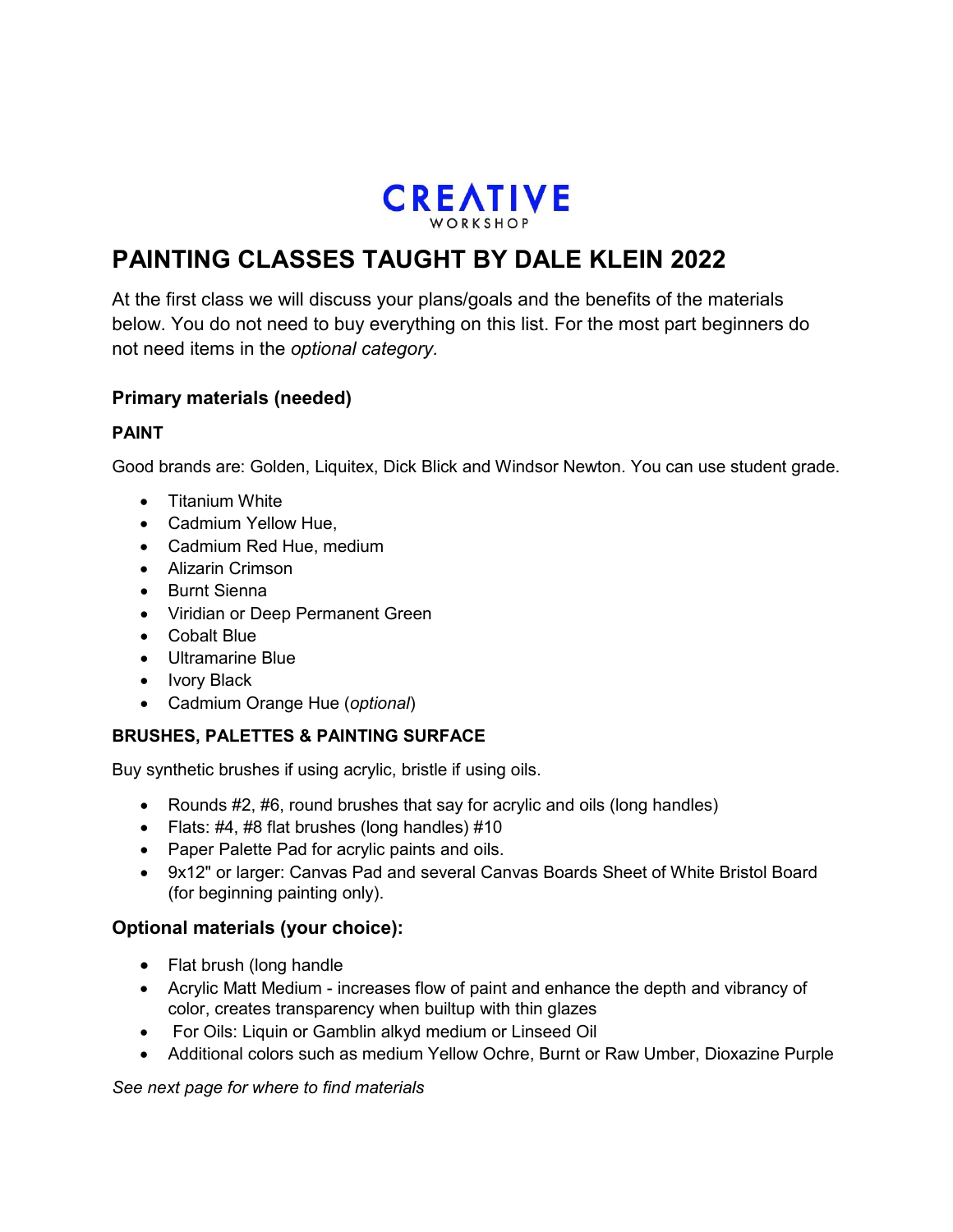CREATIVE
WORKSHOP

# PAINTING CLASSES TAUGHT BY DALE KLEIN 2022

At the first class we will discuss your plans/goals and the benefits of the materials below. You do not need to buy everything on this list. For the most part beginners do not need items in the *optional category.*

## Primary materials (needed)

### PAINT

Good brands are: Golden, Liquitex, Dick Blick and Windsor Newton. You can use student grade.

- Titanium White
- Cadmium Yellow Hue,
- Cadmium Red Hue, medium
- Alizarin Crimson
- Burnt Sienna
- Viridian or Deep Permanent Green
- Cobalt Blue
- Ultramarine Blue
- Ivory Black
- Cadmium Orange Hue (*optional*)

### BRUSHES, PALETTES & PAINTING SURFACE

Buy synthetic brushes if using acrylic, bristle if using oils.

- Rounds #2, #6, round brushes that say for acrylic and oils (long handles)
- Flats: #4, #8 flat brushes (long handles) #10
- Paper Palette Pad for acrylic paints and oils.
- 9x12" or larger: Canvas Pad and several Canvas Boards Sheet of White Bristol Board (for beginning painting only).

## Optional materials (your choice):

- Flat brush (long handle
- Acrylic Matt Medium - increases flow of paint and enhance the depth and vibrancy of color, creates transparency when builtup with thin glazes
- For Oils: Liquin or Gamblin alkyd medium or Linseed Oil
- Additional colors such as medium Yellow Ochre, Burnt or Raw Umber, Dioxazine Purple

*See next page for where to find materials*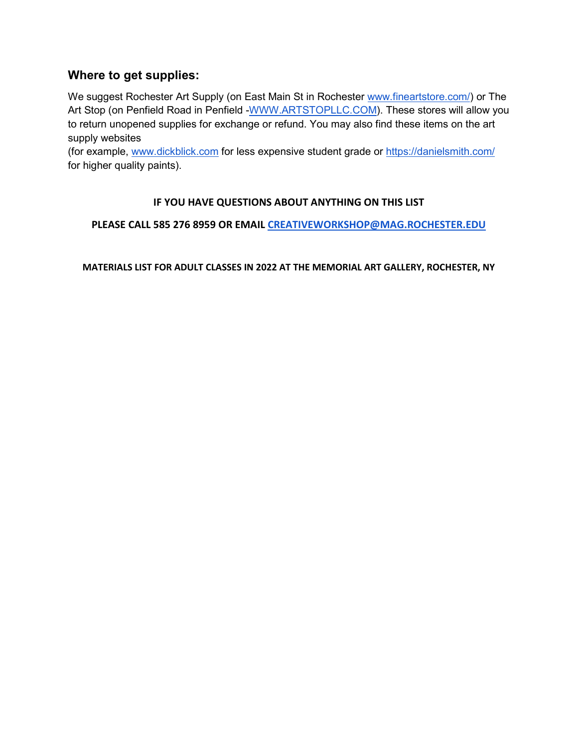### Where to get supplies:

We suggest Rochester Art Supply (on East Main St in Rochester www.fineartstore.com/) or The Art Stop (on Penfield Road in Penfield -WWW.ARTSTOPLLC.COM). These stores will allow you to return unopened supplies for exchange or refund. You may also find these items on the art supply websites (for example, www.dickblick.com for less expensive student grade or https://danielsmith.com/ for higher quality paints).

**IF YOU HAVE QUESTIONS ABOUT ANYTHING ON THIS LIST**

**PLEASE CALL 585 276 8959 OR EMAIL CREATIVEWORKSHOP@MAG.ROCHESTER.EDU**

**MATERIALS LIST FOR ADULT CLASSES IN 2022 AT THE MEMORIAL ART GALLERY, ROCHESTER, NY**